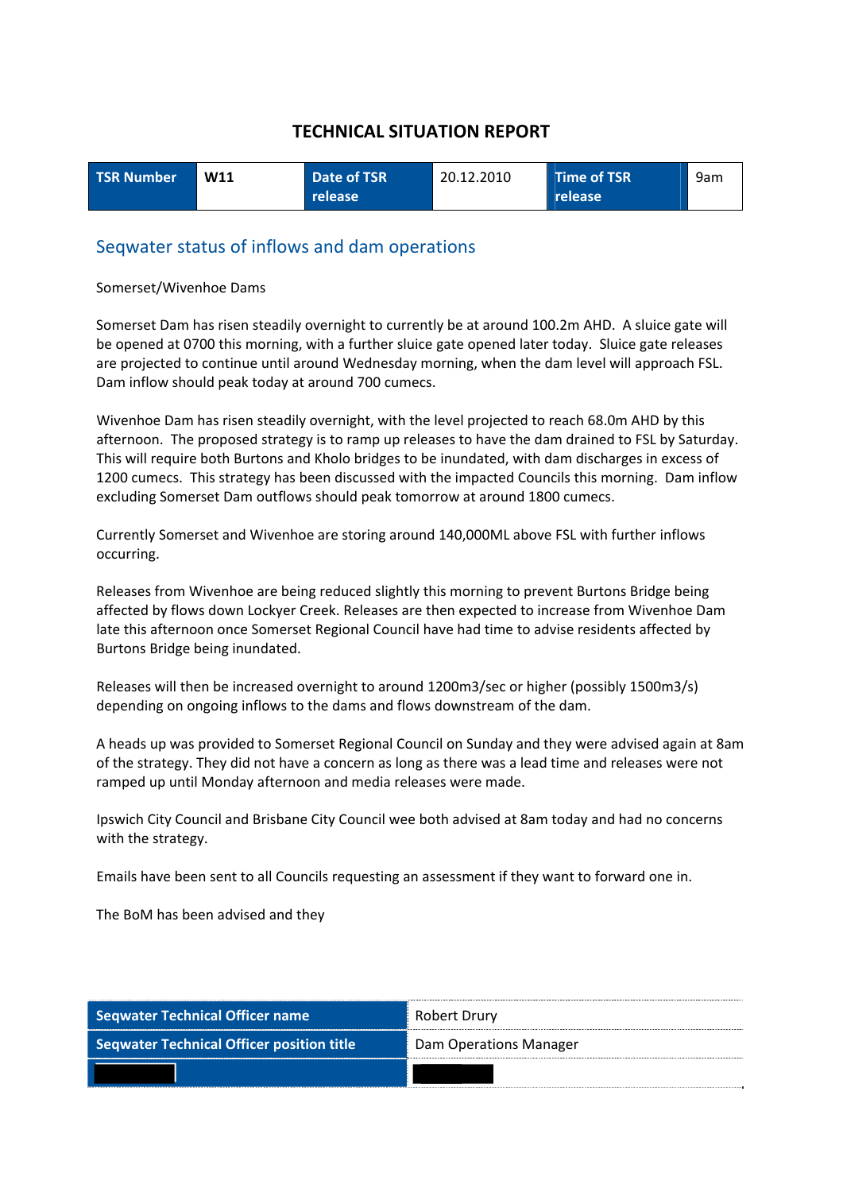# TECHNICAL SITUATION REPORT

| TSR Number | W11 | Date of TSR release | 20.12.2010 | Time of TSR release | 9am |
|---|---|---|---|---|---|

## Seqwater status of inflows and dam operations

Somerset/Wivenhoe Dams

Somerset Dam has risen steadily overnight to currently be at around 100.2m AHD. A sluice gate will be opened at 0700 this morning, with a further sluice gate opened later today. Sluice gate releases are projected to continue until around Wednesday morning, when the dam level will approach FSL. Dam inflow should peak today at around 700 cumecs.

Wivenhoe Dam has risen steadily overnight, with the level projected to reach 68.0m AHD by this afternoon. The proposed strategy is to ramp up releases to have the dam drained to FSL by Saturday. This will require both Burtons and Kholo bridges to be inundated, with dam discharges in excess of 1200 cumecs. This strategy has been discussed with the impacted Councils this morning. Dam inflow excluding Somerset Dam outflows should peak tomorrow at around 1800 cumecs.

Currently Somerset and Wivenhoe are storing around 140,000ML above FSL with further inflows occurring.

Releases from Wivenhoe are being reduced slightly this morning to prevent Burtons Bridge being affected by flows down Lockyer Creek. Releases are then expected to increase from Wivenhoe Dam late this afternoon once Somerset Regional Council have had time to advise residents affected by Burtons Bridge being inundated.

Releases will then be increased overnight to around 1200m3/sec or higher (possibly 1500m3/s) depending on ongoing inflows to the dams and flows downstream of the dam.

A heads up was provided to Somerset Regional Council on Sunday and they were advised again at 8am of the strategy. They did not have a concern as long as there was a lead time and releases were not ramped up until Monday afternoon and media releases were made.

Ipswich City Council and Brisbane City Council wee both advised at 8am today and had no concerns with the strategy.

Emails have been sent to all Councils requesting an assessment if they want to forward one in.

The BoM has been advised and they

| Seqwater Technical Officer name | Robert Drury |
|---|---|
| Seqwater Technical Officer position title | Dam Operations Manager |
| [redacted] | [redacted] |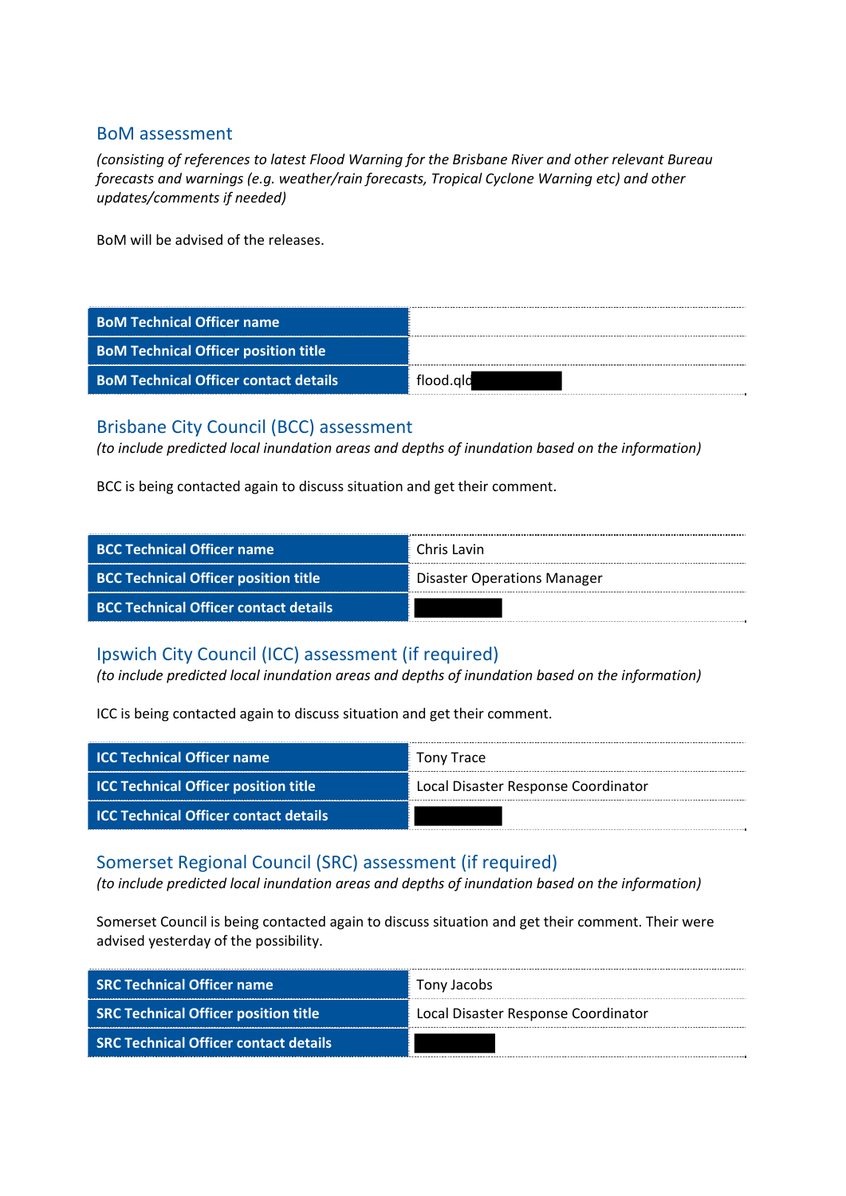## BoM assessment

*(consisting of references to latest Flood Warning for the Brisbane River and other relevant Bureau forecasts and warnings (e.g. weather/rain forecasts, Tropical Cyclone Warning etc) and other updates/comments if needed)*

BoM will be advised of the releases.

| **BoM Technical Officer name** | |
|---|---|
| **BoM Technical Officer position title** | |
| **BoM Technical Officer contact details** | flood.qld |

## Brisbane City Council (BCC) assessment

*(to include predicted local inundation areas and depths of inundation based on the information)*

BCC is being contacted again to discuss situation and get their comment.

| **BCC Technical Officer name** | Chris Lavin |
|---|---|
| **BCC Technical Officer position title** | Disaster Operations Manager |
| **BCC Technical Officer contact details** | |

## Ipswich City Council (ICC) assessment (if required)

*(to include predicted local inundation areas and depths of inundation based on the information)*

ICC is being contacted again to discuss situation and get their comment.

| **ICC Technical Officer name** | Tony Trace |
|---|---|
| **ICC Technical Officer position title** | Local Disaster Response Coordinator |
| **ICC Technical Officer contact details** | |

## Somerset Regional Council (SRC) assessment (if required)

*(to include predicted local inundation areas and depths of inundation based on the information)*

Somerset Council is being contacted again to discuss situation and get their comment. Their were advised yesterday of the possibility.

| **SRC Technical Officer name** | Tony Jacobs |
|---|---|
| **SRC Technical Officer position title** | Local Disaster Response Coordinator |
| **SRC Technical Officer contact details** | |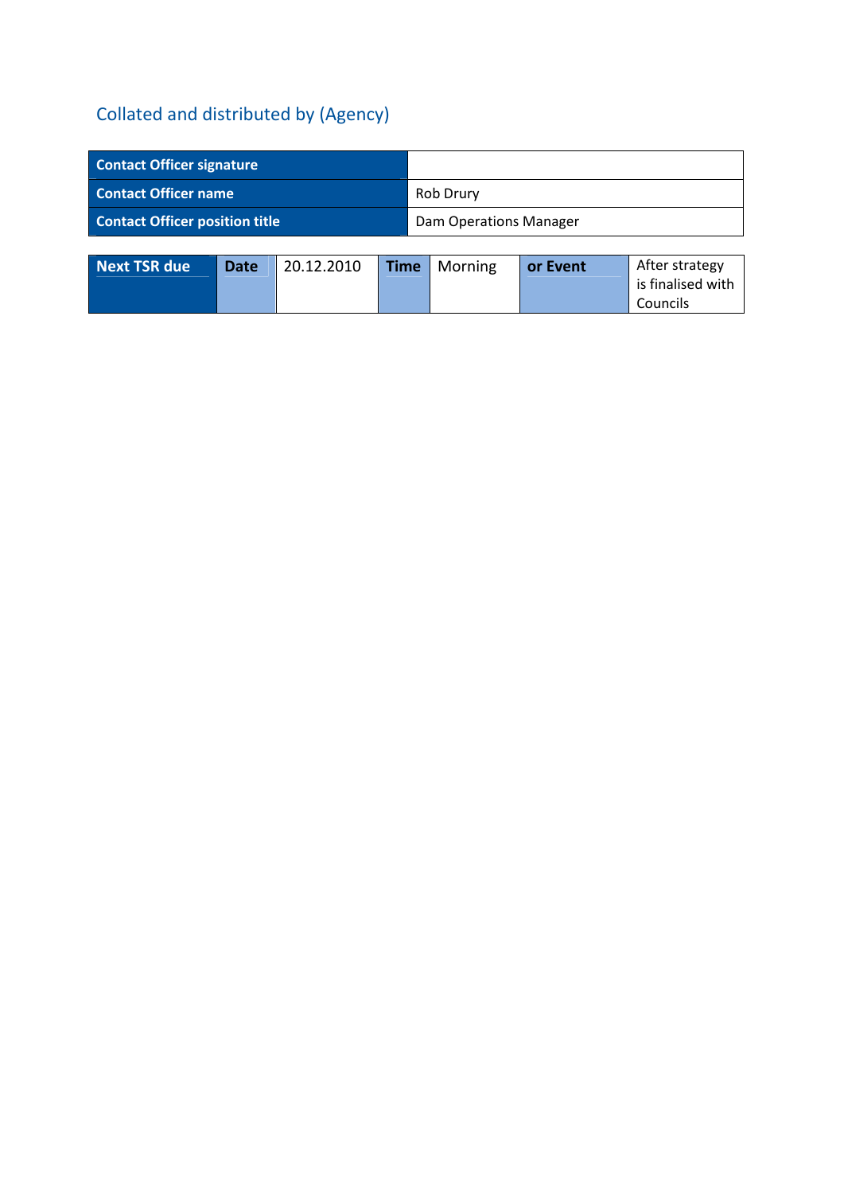## Collated and distributed by (Agency)

| Contact Officer signature | |
|---|---|
| Contact Officer name | Rob Drury |
| Contact Officer position title | Dam Operations Manager |

| Next TSR due | Date | 20.12.2010 | Time | Morning | or Event | After strategy is finalised with Councils |
|---|---|---|---|---|---|---|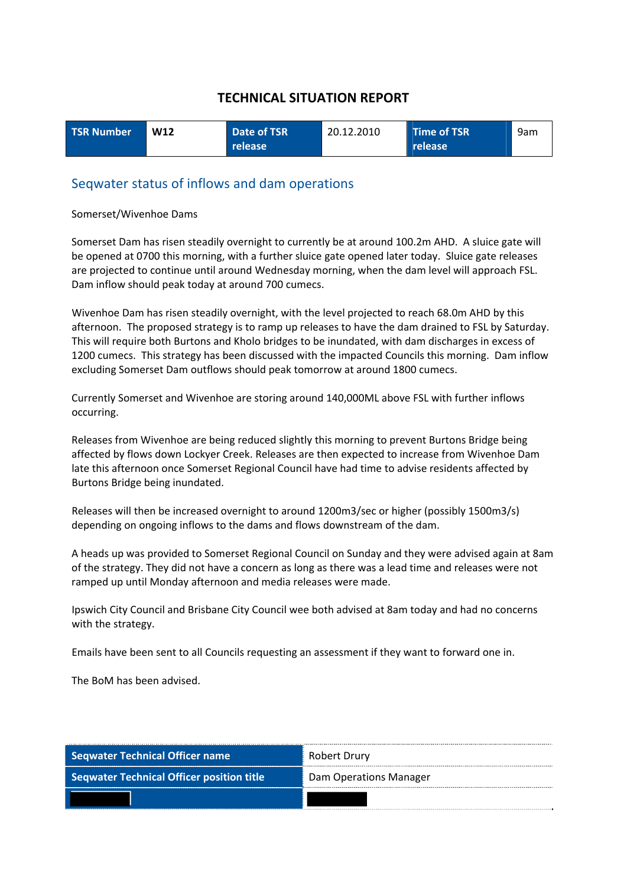# TECHNICAL SITUATION REPORT

| TSR Number | W12 | Date of TSR release | 20.12.2010 | Time of TSR release | 9am |
|---|---|---|---|---|---|

## Seqwater status of inflows and dam operations

Somerset/Wivenhoe Dams

Somerset Dam has risen steadily overnight to currently be at around 100.2m AHD. A sluice gate will be opened at 0700 this morning, with a further sluice gate opened later today. Sluice gate releases are projected to continue until around Wednesday morning, when the dam level will approach FSL. Dam inflow should peak today at around 700 cumecs.

Wivenhoe Dam has risen steadily overnight, with the level projected to reach 68.0m AHD by this afternoon. The proposed strategy is to ramp up releases to have the dam drained to FSL by Saturday. This will require both Burtons and Kholo bridges to be inundated, with dam discharges in excess of 1200 cumecs. This strategy has been discussed with the impacted Councils this morning. Dam inflow excluding Somerset Dam outflows should peak tomorrow at around 1800 cumecs.

Currently Somerset and Wivenhoe are storing around 140,000ML above FSL with further inflows occurring.

Releases from Wivenhoe are being reduced slightly this morning to prevent Burtons Bridge being affected by flows down Lockyer Creek. Releases are then expected to increase from Wivenhoe Dam late this afternoon once Somerset Regional Council have had time to advise residents affected by Burtons Bridge being inundated.

Releases will then be increased overnight to around 1200m3/sec or higher (possibly 1500m3/s) depending on ongoing inflows to the dams and flows downstream of the dam.

A heads up was provided to Somerset Regional Council on Sunday and they were advised again at 8am of the strategy. They did not have a concern as long as there was a lead time and releases were not ramped up until Monday afternoon and media releases were made.

Ipswich City Council and Brisbane City Council wee both advised at 8am today and had no concerns with the strategy.

Emails have been sent to all Councils requesting an assessment if they want to forward one in.

The BoM has been advised.

| Seqwater Technical Officer name | Robert Drury |
|---|---|
| Seqwater Technical Officer position title | Dam Operations Manager |
| [redacted] | [redacted] |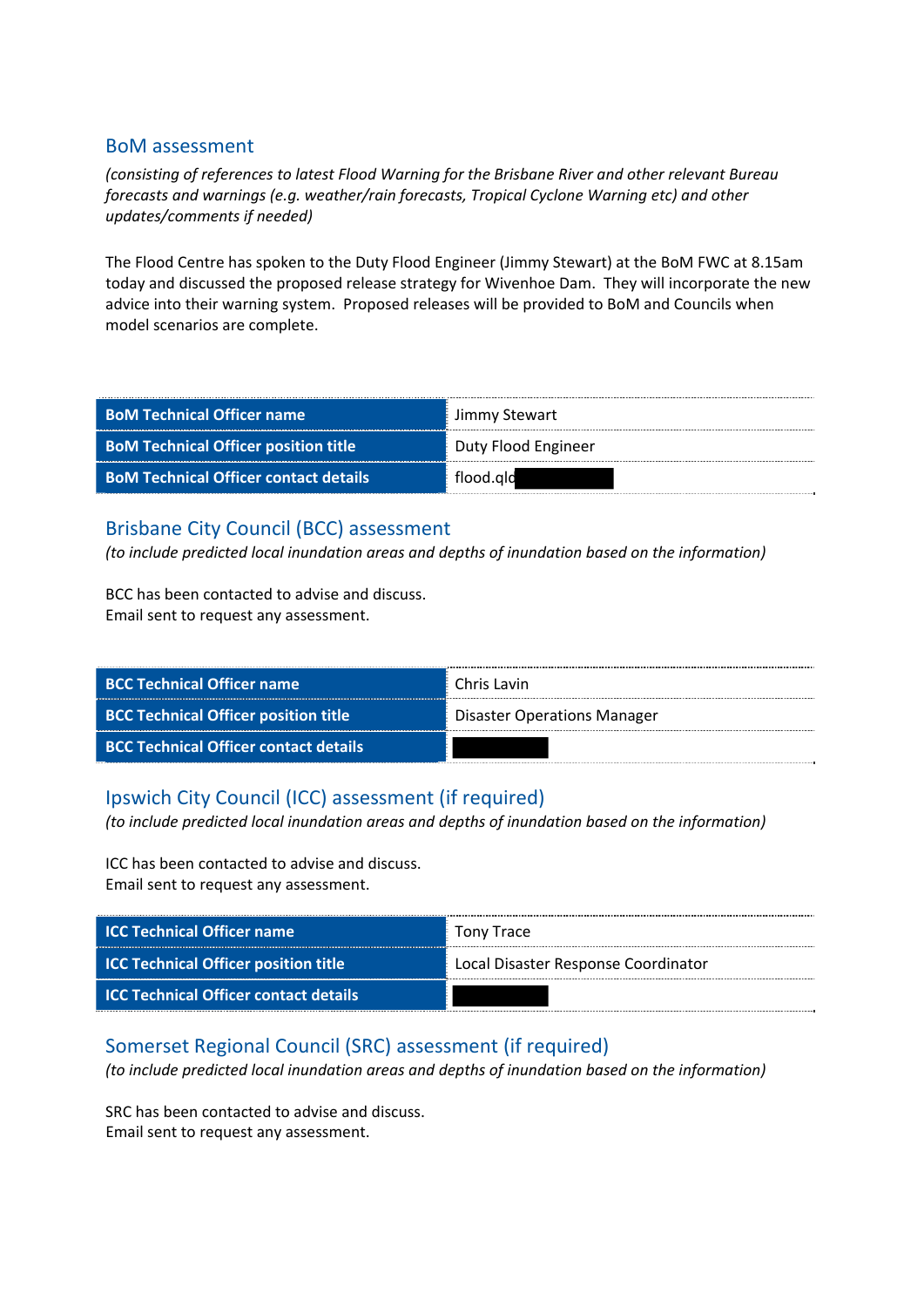## BoM assessment

*(consisting of references to latest Flood Warning for the Brisbane River and other relevant Bureau forecasts and warnings (e.g. weather/rain forecasts, Tropical Cyclone Warning etc) and other updates/comments if needed)*

The Flood Centre has spoken to the Duty Flood Engineer (Jimmy Stewart) at the BoM FWC at 8.15am today and discussed the proposed release strategy for Wivenhoe Dam. They will incorporate the new advice into their warning system. Proposed releases will be provided to BoM and Councils when model scenarios are complete.

| | |
|---|---|
| **BoM Technical Officer name** | Jimmy Stewart |
| **BoM Technical Officer position title** | Duty Flood Engineer |
| **BoM Technical Officer contact details** | flood.qld[redacted] |

## Brisbane City Council (BCC) assessment

*(to include predicted local inundation areas and depths of inundation based on the information)*

BCC has been contacted to advise and discuss.
Email sent to request any assessment.

| | |
|---|---|
| **BCC Technical Officer name** | Chris Lavin |
| **BCC Technical Officer position title** | Disaster Operations Manager |
| **BCC Technical Officer contact details** | [redacted] |

## Ipswich City Council (ICC) assessment (if required)

*(to include predicted local inundation areas and depths of inundation based on the information)*

ICC has been contacted to advise and discuss.
Email sent to request any assessment.

| | |
|---|---|
| **ICC Technical Officer name** | Tony Trace |
| **ICC Technical Officer position title** | Local Disaster Response Coordinator |
| **ICC Technical Officer contact details** | [redacted] |

## Somerset Regional Council (SRC) assessment (if required)

*(to include predicted local inundation areas and depths of inundation based on the information)*

SRC has been contacted to advise and discuss.
Email sent to request any assessment.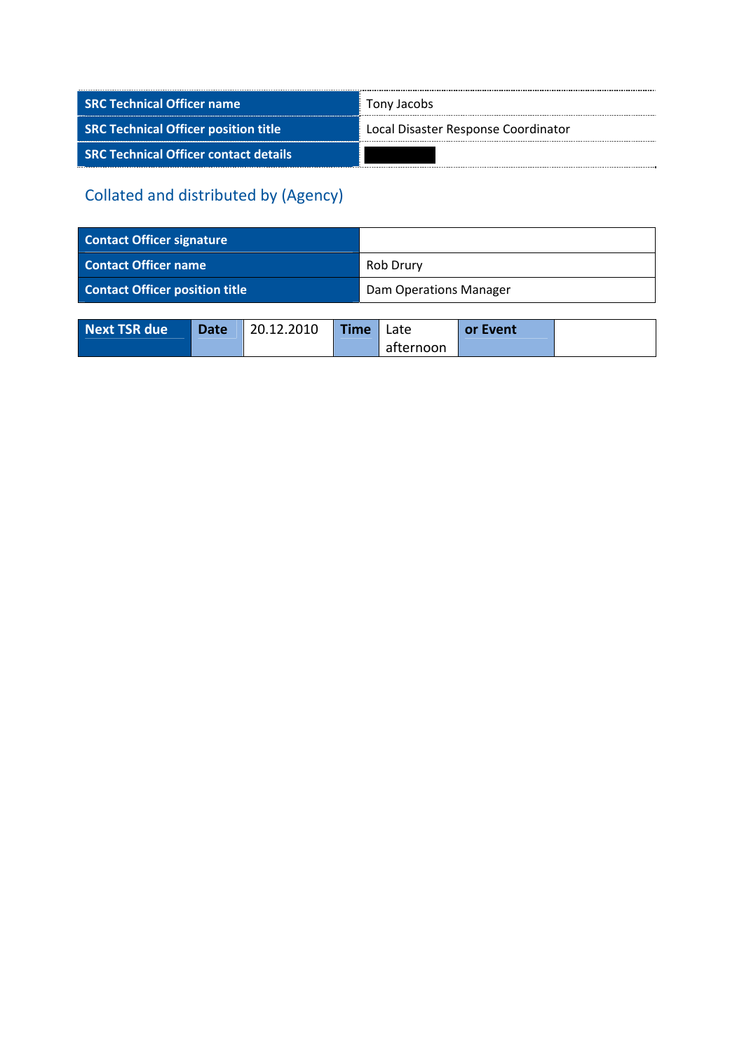| SRC Technical Officer name | Tony Jacobs |
|---|---|
| SRC Technical Officer position title | Local Disaster Response Coordinator |
| SRC Technical Officer contact details | |

## Collated and distributed by (Agency)

| Contact Officer signature | |
|---|---|
| Contact Officer name | Rob Drury |
| Contact Officer position title | Dam Operations Manager |

| Next TSR due | Date | 20.12.2010 | Time | Late afternoon | or Event | |
|---|---|---|---|---|---|---|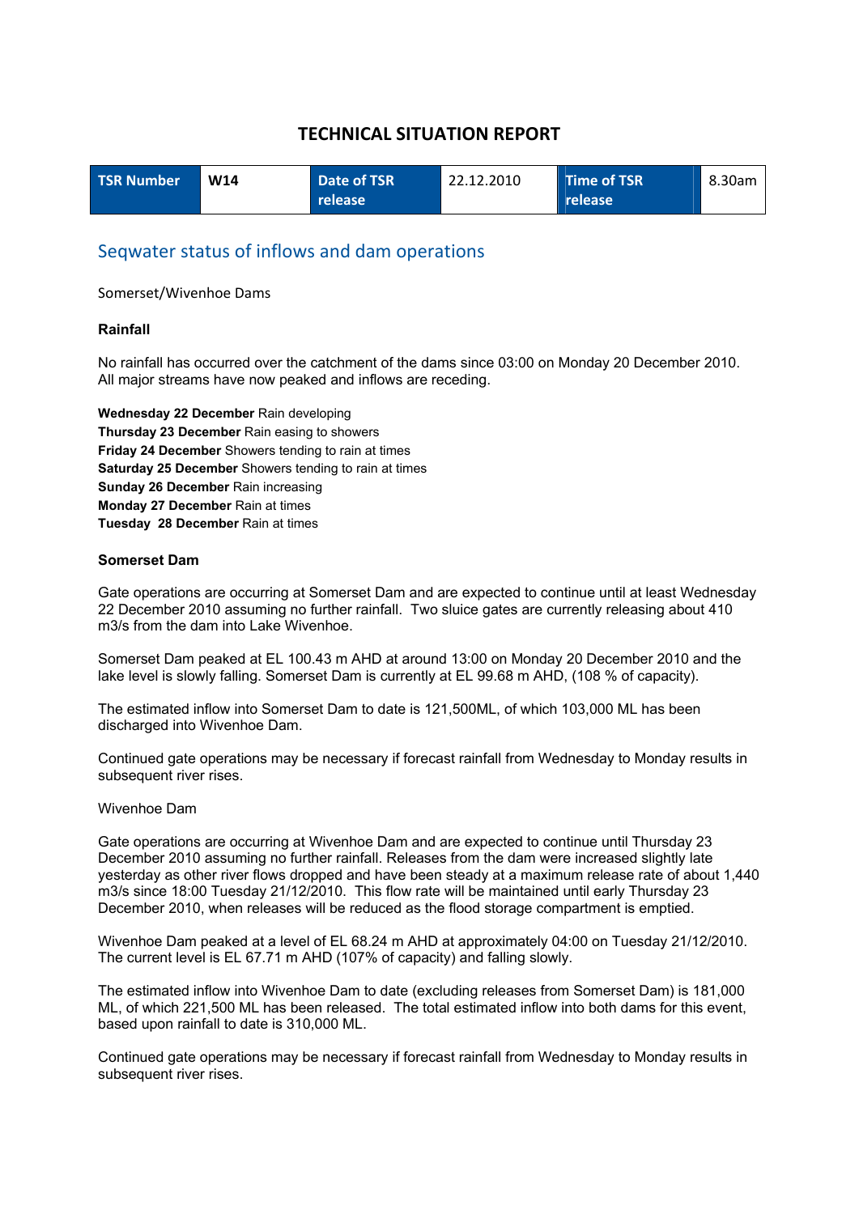# TECHNICAL SITUATION REPORT

| TSR Number | W14 | Date of TSR release | 22.12.2010 | Time of TSR release | 8.30am |
|---|---|---|---|---|---|

## Seqwater status of inflows and dam operations

Somerset/Wivenhoe Dams

**Rainfall**

No rainfall has occurred over the catchment of the dams since 03:00 on Monday 20 December 2010. All major streams have now peaked and inflows are receding.

**Wednesday 22 December** Rain developing
**Thursday 23 December** Rain easing to showers
**Friday 24 December** Showers tending to rain at times
**Saturday 25 December** Showers tending to rain at times
**Sunday 26 December** Rain increasing
**Monday 27 December** Rain at times
**Tuesday 28 December** Rain at times

**Somerset Dam**

Gate operations are occurring at Somerset Dam and are expected to continue until at least Wednesday 22 December 2010 assuming no further rainfall. Two sluice gates are currently releasing about 410 m3/s from the dam into Lake Wivenhoe.

Somerset Dam peaked at EL 100.43 m AHD at around 13:00 on Monday 20 December 2010 and the lake level is slowly falling. Somerset Dam is currently at EL 99.68 m AHD, (108 % of capacity).

The estimated inflow into Somerset Dam to date is 121,500ML, of which 103,000 ML has been discharged into Wivenhoe Dam.

Continued gate operations may be necessary if forecast rainfall from Wednesday to Monday results in subsequent river rises.

Wivenhoe Dam

Gate operations are occurring at Wivenhoe Dam and are expected to continue until Thursday 23 December 2010 assuming no further rainfall. Releases from the dam were increased slightly late yesterday as other river flows dropped and have been steady at a maximum release rate of about 1,440 m3/s since 18:00 Tuesday 21/12/2010. This flow rate will be maintained until early Thursday 23 December 2010, when releases will be reduced as the flood storage compartment is emptied.

Wivenhoe Dam peaked at a level of EL 68.24 m AHD at approximately 04:00 on Tuesday 21/12/2010. The current level is EL 67.71 m AHD (107% of capacity) and falling slowly.

The estimated inflow into Wivenhoe Dam to date (excluding releases from Somerset Dam) is 181,000 ML, of which 221,500 ML has been released. The total estimated inflow into both dams for this event, based upon rainfall to date is 310,000 ML.

Continued gate operations may be necessary if forecast rainfall from Wednesday to Monday results in subsequent river rises.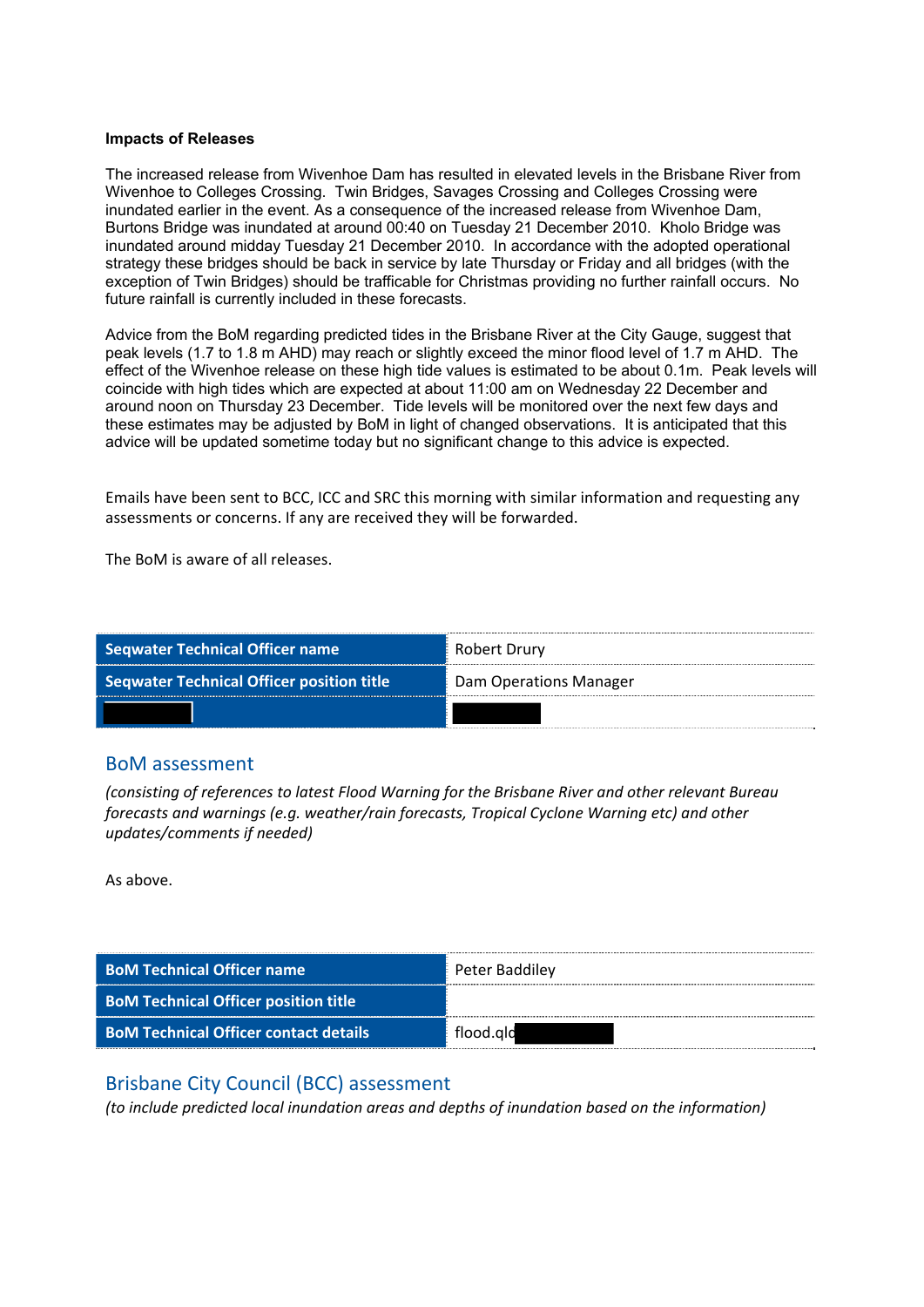**Impacts of Releases**

The increased release from Wivenhoe Dam has resulted in elevated levels in the Brisbane River from Wivenhoe to Colleges Crossing. Twin Bridges, Savages Crossing and Colleges Crossing were inundated earlier in the event. As a consequence of the increased release from Wivenhoe Dam, Burtons Bridge was inundated at around 00:40 on Tuesday 21 December 2010. Kholo Bridge was inundated around midday Tuesday 21 December 2010. In accordance with the adopted operational strategy these bridges should be back in service by late Thursday or Friday and all bridges (with the exception of Twin Bridges) should be trafficable for Christmas providing no further rainfall occurs. No future rainfall is currently included in these forecasts.

Advice from the BoM regarding predicted tides in the Brisbane River at the City Gauge, suggest that peak levels (1.7 to 1.8 m AHD) may reach or slightly exceed the minor flood level of 1.7 m AHD. The effect of the Wivenhoe release on these high tide values is estimated to be about 0.1m. Peak levels will coincide with high tides which are expected at about 11:00 am on Wednesday 22 December and around noon on Thursday 23 December. Tide levels will be monitored over the next few days and these estimates may be adjusted by BoM in light of changed observations. It is anticipated that this advice will be updated sometime today but no significant change to this advice is expected.

Emails have been sent to BCC, ICC and SRC this morning with similar information and requesting any assessments or concerns. If any are received they will be forwarded.

The BoM is aware of all releases.

| | |
|---|---|
| **Seqwater Technical Officer name** | Robert Drury |
| **Seqwater Technical Officer position title** | Dam Operations Manager |
| [redacted] | [redacted] |

## BoM assessment

*(consisting of references to latest Flood Warning for the Brisbane River and other relevant Bureau forecasts and warnings (e.g. weather/rain forecasts, Tropical Cyclone Warning etc) and other updates/comments if needed)*

As above.

| | |
|---|---|
| **BoM Technical Officer name** | Peter Baddiley |
| **BoM Technical Officer position title** | |
| **BoM Technical Officer contact details** | flood.qld[redacted] |

## Brisbane City Council (BCC) assessment

*(to include predicted local inundation areas and depths of inundation based on the information)*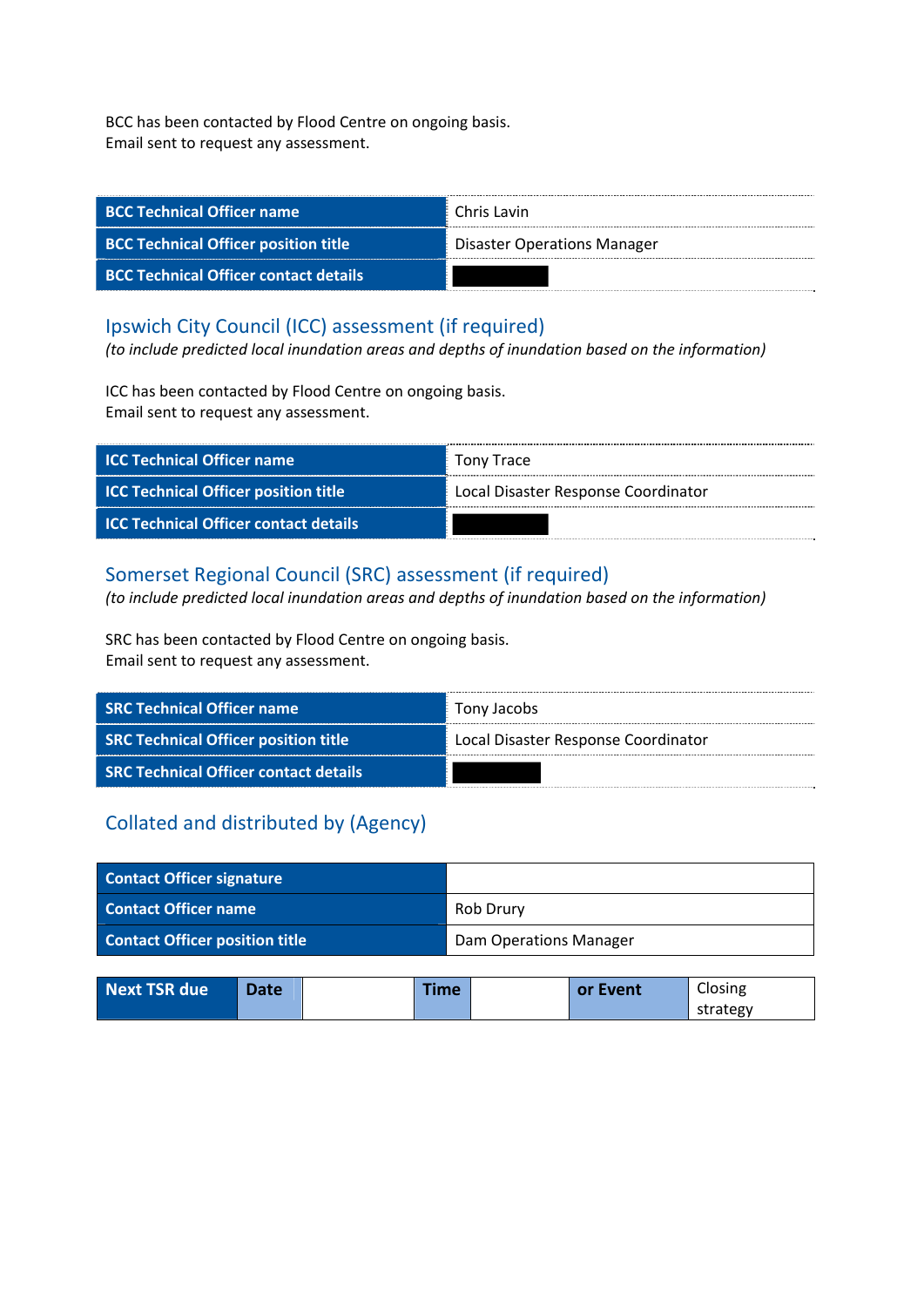BCC has been contacted by Flood Centre on ongoing basis.
Email sent to request any assessment.

| **BCC Technical Officer name** | Chris Lavin |
|---|---|
| **BCC Technical Officer position title** | Disaster Operations Manager |
| **BCC Technical Officer contact details** | |

## Ipswich City Council (ICC) assessment (if required)

*(to include predicted local inundation areas and depths of inundation based on the information)*

ICC has been contacted by Flood Centre on ongoing basis.
Email sent to request any assessment.

| **ICC Technical Officer name** | Tony Trace |
|---|---|
| **ICC Technical Officer position title** | Local Disaster Response Coordinator |
| **ICC Technical Officer contact details** | |

## Somerset Regional Council (SRC) assessment (if required)

*(to include predicted local inundation areas and depths of inundation based on the information)*

SRC has been contacted by Flood Centre on ongoing basis.
Email sent to request any assessment.

| **SRC Technical Officer name** | Tony Jacobs |
|---|---|
| **SRC Technical Officer position title** | Local Disaster Response Coordinator |
| **SRC Technical Officer contact details** | |

## Collated and distributed by (Agency)

| **Contact Officer signature** | |
|---|---|
| **Contact Officer name** | Rob Drury |
| **Contact Officer position title** | Dam Operations Manager |

| **Next TSR due** | **Date** | | **Time** | | **or Event** | Closing strategy |
|---|---|---|---|---|---|---|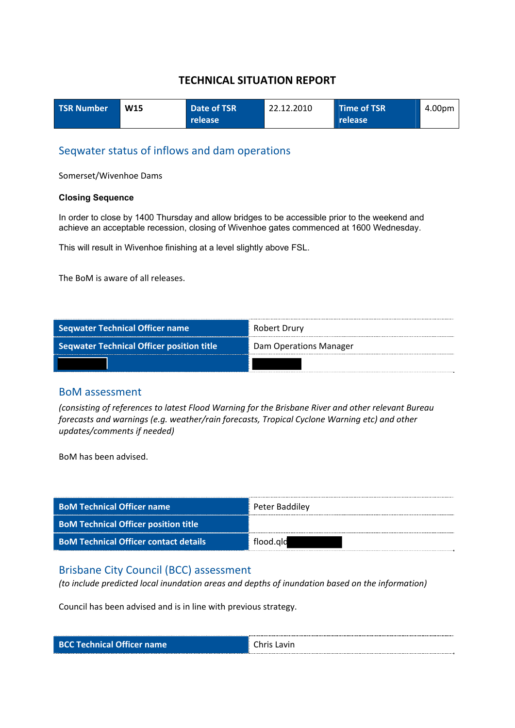# TECHNICAL SITUATION REPORT

| TSR Number | W15 | Date of TSR release | 22.12.2010 | Time of TSR release | 4.00pm |
|---|---|---|---|---|---|

## Seqwater status of inflows and dam operations

Somerset/Wivenhoe Dams

**Closing Sequence**

In order to close by 1400 Thursday and allow bridges to be accessible prior to the weekend and achieve an acceptable recession, closing of Wivenhoe gates commenced at 1600 Wednesday.

This will result in Wivenhoe finishing at a level slightly above FSL.

The BoM is aware of all releases.

| | |
|---|---|
| **Seqwater Technical Officer name** | Robert Drury |
| **Seqwater Technical Officer position title** | Dam Operations Manager |
| [redacted] | [redacted] |

## BoM assessment

*(consisting of references to latest Flood Warning for the Brisbane River and other relevant Bureau forecasts and warnings (e.g. weather/rain forecasts, Tropical Cyclone Warning etc) and other updates/comments if needed)*

BoM has been advised.

| | |
|---|---|
| **BoM Technical Officer name** | Peter Baddiley |
| **BoM Technical Officer position title** | |
| **BoM Technical Officer contact details** | flood.qld[redacted] |

## Brisbane City Council (BCC) assessment

*(to include predicted local inundation areas and depths of inundation based on the information)*

Council has been advised and is in line with previous strategy.

| | |
|---|---|
| **BCC Technical Officer name** | Chris Lavin |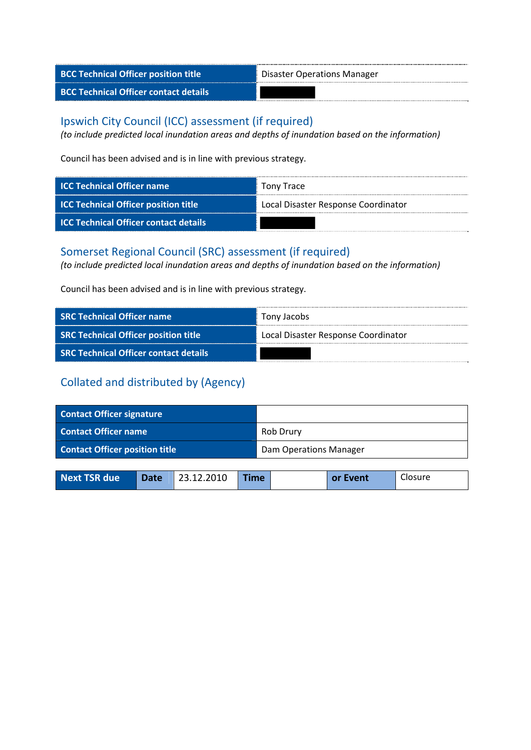| BCC Technical Officer position title | Disaster Operations Manager |
|---|---|
| BCC Technical Officer contact details | |

## Ipswich City Council (ICC) assessment (if required)

*(to include predicted local inundation areas and depths of inundation based on the information)*

Council has been advised and is in line with previous strategy.

| ICC Technical Officer name | Tony Trace |
|---|---|
| ICC Technical Officer position title | Local Disaster Response Coordinator |
| ICC Technical Officer contact details | |

## Somerset Regional Council (SRC) assessment (if required)

*(to include predicted local inundation areas and depths of inundation based on the information)*

Council has been advised and is in line with previous strategy.

| SRC Technical Officer name | Tony Jacobs |
|---|---|
| SRC Technical Officer position title | Local Disaster Response Coordinator |
| SRC Technical Officer contact details | |

## Collated and distributed by (Agency)

| Contact Officer signature | |
|---|---|
| Contact Officer name | Rob Drury |
| Contact Officer position title | Dam Operations Manager |

| Next TSR due | Date | 23.12.2010 | Time | | or Event | Closure |
|---|---|---|---|---|---|---|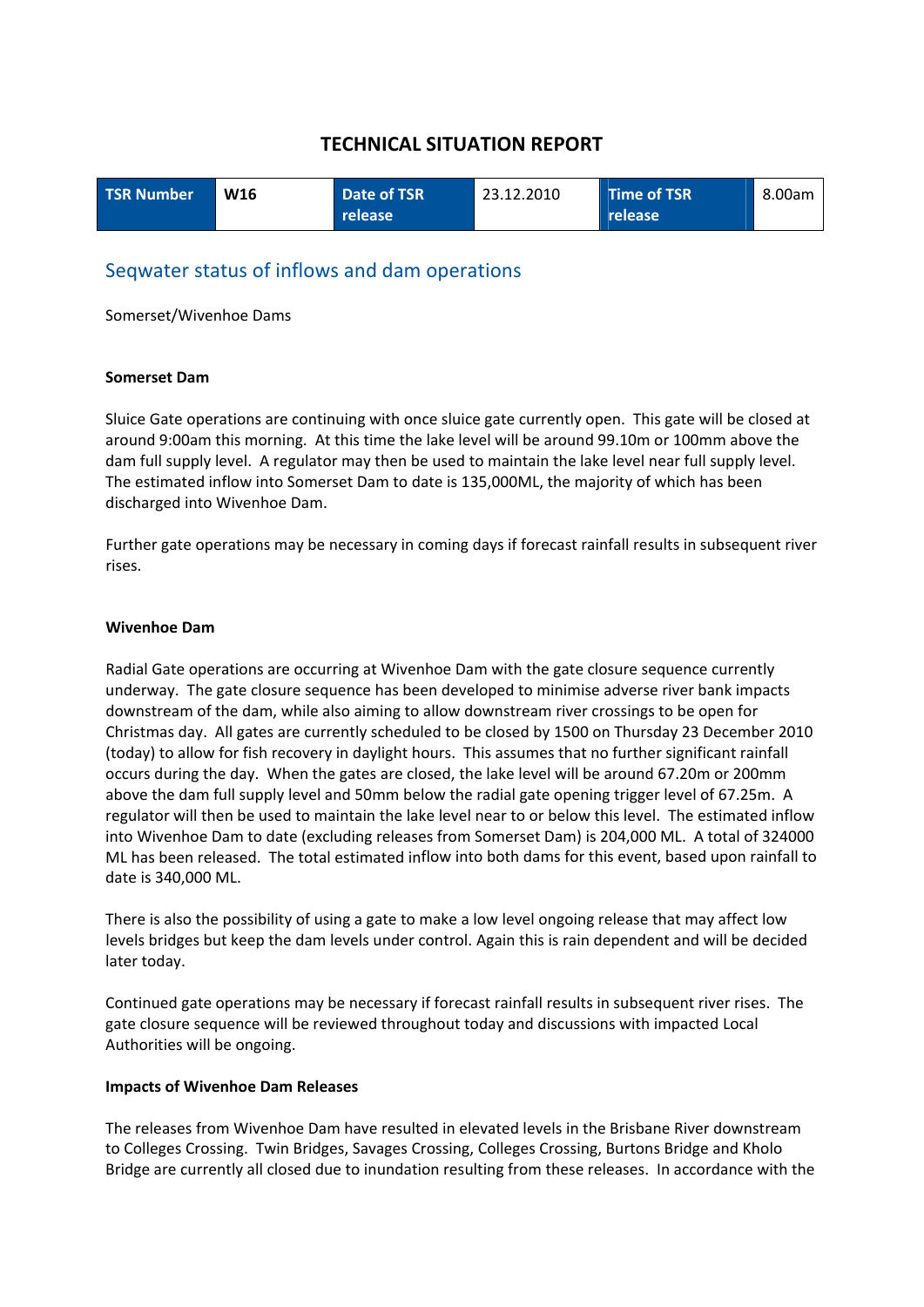# TECHNICAL SITUATION REPORT

| TSR Number | W16 | Date of TSR release | 23.12.2010 | Time of TSR release | 8.00am |
|---|---|---|---|---|---|

## Seqwater status of inflows and dam operations

Somerset/Wivenhoe Dams

**Somerset Dam**

Sluice Gate operations are continuing with once sluice gate currently open. This gate will be closed at around 9:00am this morning. At this time the lake level will be around 99.10m or 100mm above the dam full supply level. A regulator may then be used to maintain the lake level near full supply level. The estimated inflow into Somerset Dam to date is 135,000ML, the majority of which has been discharged into Wivenhoe Dam.

Further gate operations may be necessary in coming days if forecast rainfall results in subsequent river rises.

**Wivenhoe Dam**

Radial Gate operations are occurring at Wivenhoe Dam with the gate closure sequence currently underway. The gate closure sequence has been developed to minimise adverse river bank impacts downstream of the dam, while also aiming to allow downstream river crossings to be open for Christmas day. All gates are currently scheduled to be closed by 1500 on Thursday 23 December 2010 (today) to allow for fish recovery in daylight hours. This assumes that no further significant rainfall occurs during the day. When the gates are closed, the lake level will be around 67.20m or 200mm above the dam full supply level and 50mm below the radial gate opening trigger level of 67.25m. A regulator will then be used to maintain the lake level near to or below this level. The estimated inflow into Wivenhoe Dam to date (excluding releases from Somerset Dam) is 204,000 ML. A total of 324000 ML has been released. The total estimated inflow into both dams for this event, based upon rainfall to date is 340,000 ML.

There is also the possibility of using a gate to make a low level ongoing release that may affect low levels bridges but keep the dam levels under control. Again this is rain dependent and will be decided later today.

Continued gate operations may be necessary if forecast rainfall results in subsequent river rises. The gate closure sequence will be reviewed throughout today and discussions with impacted Local Authorities will be ongoing.

**Impacts of Wivenhoe Dam Releases**

The releases from Wivenhoe Dam have resulted in elevated levels in the Brisbane River downstream to Colleges Crossing. Twin Bridges, Savages Crossing, Colleges Crossing, Burtons Bridge and Kholo Bridge are currently all closed due to inundation resulting from these releases. In accordance with the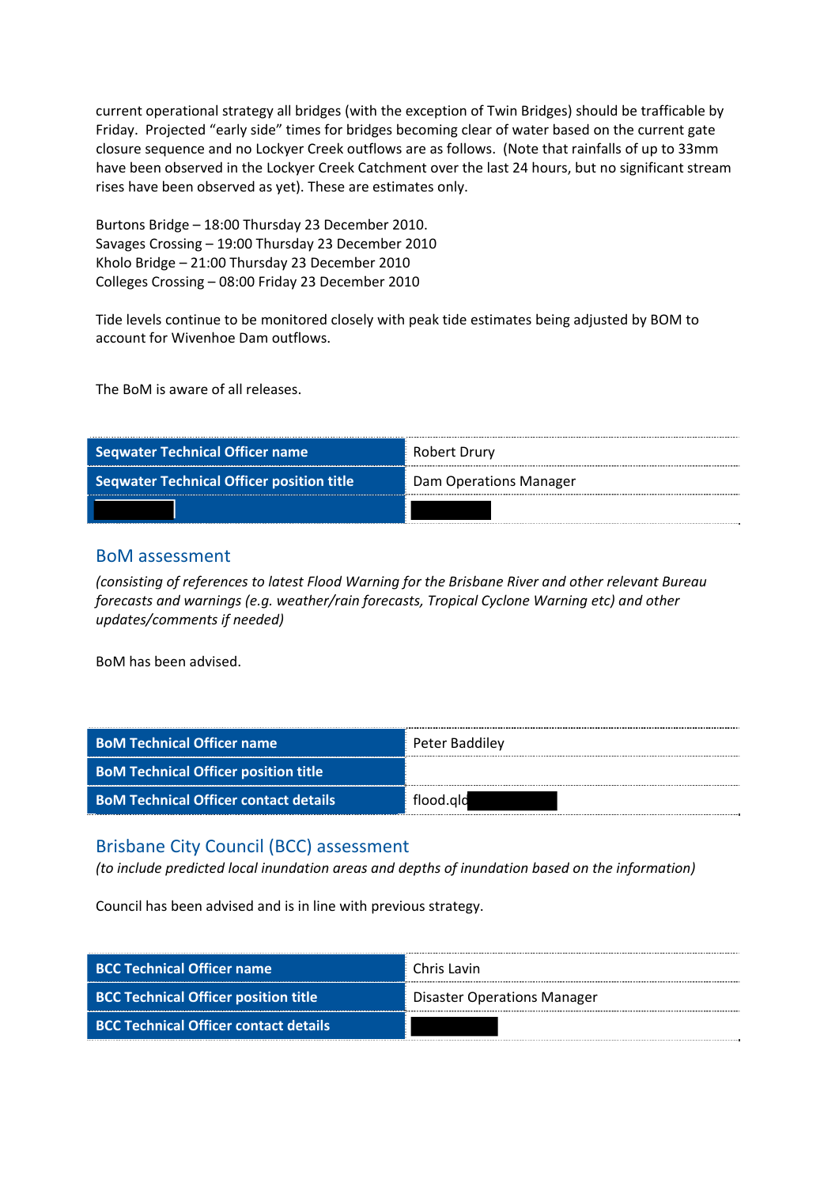current operational strategy all bridges (with the exception of Twin Bridges) should be trafficable by Friday. Projected "early side" times for bridges becoming clear of water based on the current gate closure sequence and no Lockyer Creek outflows are as follows. (Note that rainfalls of up to 33mm have been observed in the Lockyer Creek Catchment over the last 24 hours, but no significant stream rises have been observed as yet). These are estimates only.

Burtons Bridge – 18:00 Thursday 23 December 2010.
Savages Crossing – 19:00 Thursday 23 December 2010
Kholo Bridge – 21:00 Thursday 23 December 2010
Colleges Crossing – 08:00 Friday 23 December 2010

Tide levels continue to be monitored closely with peak tide estimates being adjusted by BOM to account for Wivenhoe Dam outflows.

The BoM is aware of all releases.

| **Seqwater Technical Officer name** | Robert Drury |
|---|---|
| **Seqwater Technical Officer position title** | Dam Operations Manager |
| [REDACTED] | [REDACTED] |

## BoM assessment

*(consisting of references to latest Flood Warning for the Brisbane River and other relevant Bureau forecasts and warnings (e.g. weather/rain forecasts, Tropical Cyclone Warning etc) and other updates/comments if needed)*

BoM has been advised.

| **BoM Technical Officer name** | Peter Baddiley |
|---|---|
| **BoM Technical Officer position title** | |
| **BoM Technical Officer contact details** | flood.qld[REDACTED] |

## Brisbane City Council (BCC) assessment

*(to include predicted local inundation areas and depths of inundation based on the information)*

Council has been advised and is in line with previous strategy.

| **BCC Technical Officer name** | Chris Lavin |
|---|---|
| **BCC Technical Officer position title** | Disaster Operations Manager |
| **BCC Technical Officer contact details** | [REDACTED] |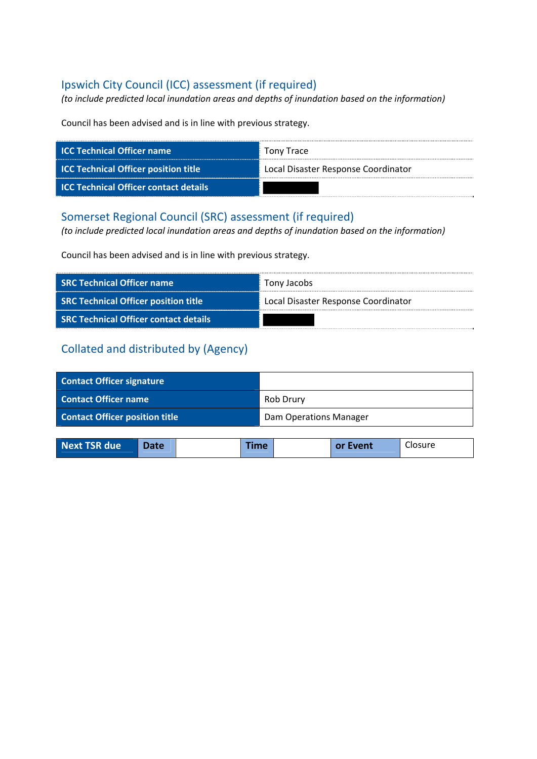## Ipswich City Council (ICC) assessment (if required)

*(to include predicted local inundation areas and depths of inundation based on the information)*

Council has been advised and is in line with previous strategy.

| | |
|---|---|
| **ICC Technical Officer name** | Tony Trace |
| **ICC Technical Officer position title** | Local Disaster Response Coordinator |
| **ICC Technical Officer contact details** | |

## Somerset Regional Council (SRC) assessment (if required)

*(to include predicted local inundation areas and depths of inundation based on the information)*

Council has been advised and is in line with previous strategy.

| | |
|---|---|
| **SRC Technical Officer name** | Tony Jacobs |
| **SRC Technical Officer position title** | Local Disaster Response Coordinator |
| **SRC Technical Officer contact details** | |

## Collated and distributed by (Agency)

| | |
|---|---|
| **Contact Officer signature** | |
| **Contact Officer name** | Rob Drury |
| **Contact Officer position title** | Dam Operations Manager |

| | | | | | | |
|---|---|---|---|---|---|---|
| **Next TSR due** | **Date** | | **Time** | | **or Event** | Closure |